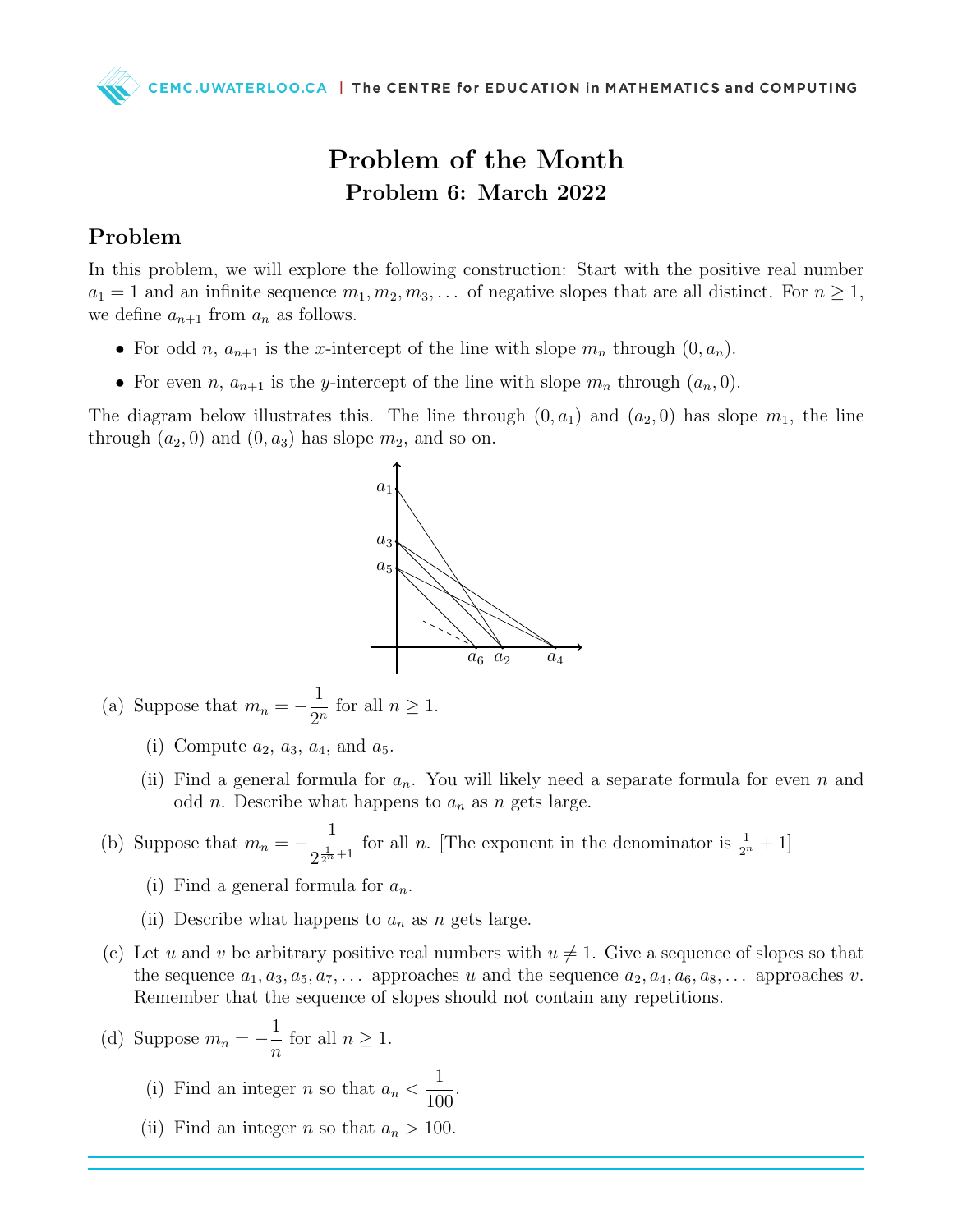# Problem of the Month

## Problem 6: March 2022

### Problem

In this problem, we will explore the following construction: Start with the positive real number $a_1 = 1$ and an infinite sequence $m_1, m_2, m_3, \dots$ of negative slopes that are all distinct. For $n \geq 1$, we define $a_{n+1}$ from $a_n$ as follows.

- For odd $n$, $a_{n+1}$ is the $x$-intercept of the line with slope $m_n$ through $(0, a_n)$.
- For even $n$, $a_{n+1}$ is the $y$-intercept of the line with slope $m_n$ through $(a_n, 0)$.

The diagram below illustrates this. The line through $(0, a_1)$ and $(a_2, 0)$ has slope $m_1$, the line through $(a_2, 0)$ and $(0, a_3)$ has slope $m_2$, and so on.

(a) Suppose that $m_n = -\dfrac{1}{2^n}$ for all $n \geq 1$.

  (i) Compute $a_2$, $a_3$, $a_4$, and $a_5$.

  (ii) Find a general formula for $a_n$. You will likely need a separate formula for even $n$ and odd $n$. Describe what happens to $a_n$ as $n$ gets large.

(b) Suppose that $m_n = -\dfrac{1}{2^{\frac{1}{2^n}+1}}$ for all $n$. [The exponent in the denominator is $\frac{1}{2^n} + 1$]

  (i) Find a general formula for $a_n$.

  (ii) Describe what happens to $a_n$ as $n$ gets large.

(c) Let $u$ and $v$ be arbitrary positive real numbers with $u \neq 1$. Give a sequence of slopes so that the sequence $a_1, a_3, a_5, a_7, \dots$ approaches $u$ and the sequence $a_2, a_4, a_6, a_8, \dots$ approaches $v$. Remember that the sequence of slopes should not contain any repetitions.

(d) Suppose $m_n = -\dfrac{1}{n}$ for all $n \geq 1$.

  (i) Find an integer $n$ so that $a_n < \dfrac{1}{100}$.

  (ii) Find an integer $n$ so that $a_n > 100$.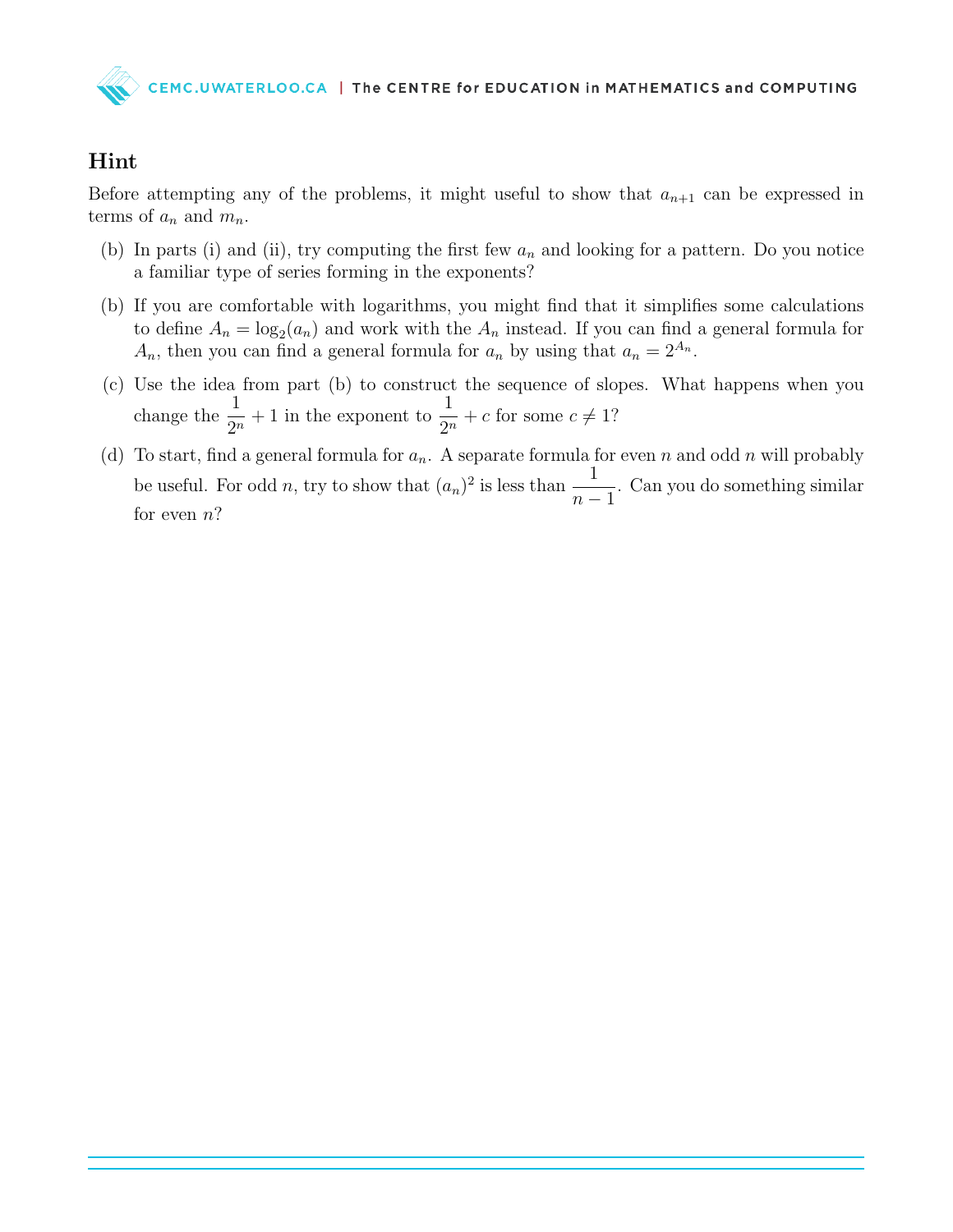## Hint

Before attempting any of the problems, it might useful to show that $a_{n+1}$ can be expressed in terms of $a_n$ and $m_n$.

(b) In parts (i) and (ii), try computing the first few $a_n$ and looking for a pattern. Do you notice a familiar type of series forming in the exponents?

(b) If you are comfortable with logarithms, you might find that it simplifies some calculations to define $A_n = \log_2(a_n)$ and work with the $A_n$ instead. If you can find a general formula for $A_n$, then you can find a general formula for $a_n$ by using that $a_n = 2^{A_n}$.

(c) Use the idea from part (b) to construct the sequence of slopes. What happens when you change the $\frac{1}{2^n} + 1$ in the exponent to $\frac{1}{2^n} + c$ for some $c \neq 1$?

(d) To start, find a general formula for $a_n$. A separate formula for even $n$ and odd $n$ will probably be useful. For odd $n$, try to show that $(a_n)^2$ is less than $\frac{1}{n-1}$. Can you do something similar for even $n$?